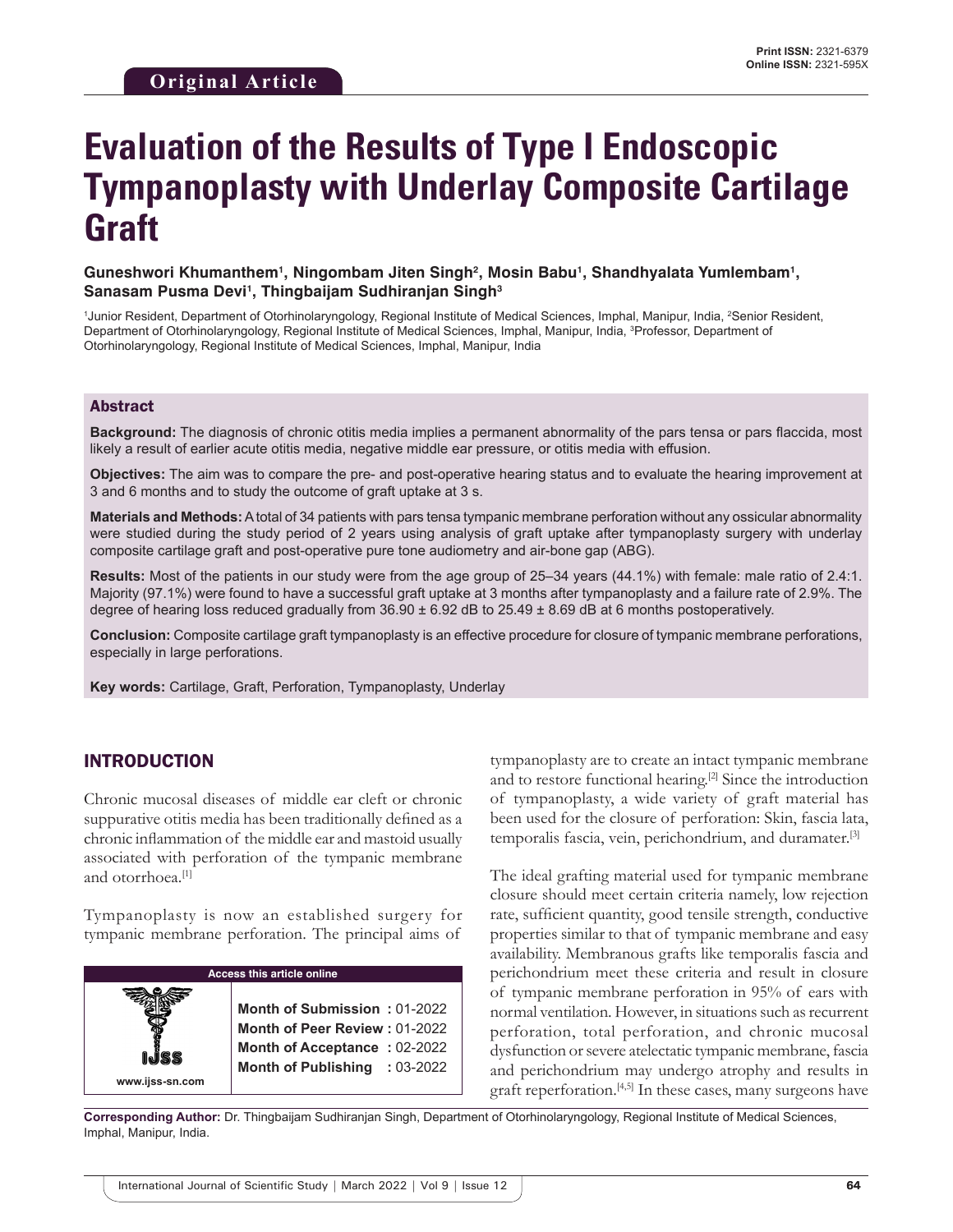**Original Article**

# Evaluation of the Results of Type I Endoscopic Tympanoplasty with Underlay Composite Cartilage Graft

**Guneshwori Khumanthem[1], Ningombam Jiten Singh[2], Mosin Babu[1], Shandhyalata Yumlembam[1], Sanasam Pusma Devi[1], Thingbaijam Sudhiranjan Singh[3]**

[1]Junior Resident, Department of Otorhinolaryngology, Regional Institute of Medical Sciences, Imphal, Manipur, India, [2]Senior Resident, Department of Otorhinolaryngology, Regional Institute of Medical Sciences, Imphal, Manipur, India, [3]Professor, Department of Otorhinolaryngology, Regional Institute of Medical Sciences, Imphal, Manipur, India

## Abstract

**Background:** The diagnosis of chronic otitis media implies a permanent abnormality of the pars tensa or pars flaccida, most likely a result of earlier acute otitis media, negative middle ear pressure, or otitis media with effusion.

**Objectives:** The aim was to compare the pre- and post-operative hearing status and to evaluate the hearing improvement at 3 and 6 months and to study the outcome of graft uptake at 3 s.

**Materials and Methods:** A total of 34 patients with pars tensa tympanic membrane perforation without any ossicular abnormality were studied during the study period of 2 years using analysis of graft uptake after tympanoplasty surgery with underlay composite cartilage graft and post-operative pure tone audiometry and air-bone gap (ABG).

**Results:** Most of the patients in our study were from the age group of 25–34 years (44.1%) with female: male ratio of 2.4:1. Majority (97.1%) were found to have a successful graft uptake at 3 months after tympanoplasty and a failure rate of 2.9%. The degree of hearing loss reduced gradually from 36.90 ± 6.92 dB to 25.49 ± 8.69 dB at 6 months postoperatively.

**Conclusion:** Composite cartilage graft tympanoplasty is an effective procedure for closure of tympanic membrane perforations, especially in large perforations.

**Key words:** Cartilage, Graft, Perforation, Tympanoplasty, Underlay

## INTRODUCTION

Chronic mucosal diseases of middle ear cleft or chronic suppurative otitis media has been traditionally defined as a chronic inflammation of the middle ear and mastoid usually associated with perforation of the tympanic membrane and otorrhoea.[1]

Tympanoplasty is now an established surgery for tympanic membrane perforation. The principal aims of tympanoplasty are to create an intact tympanic membrane and to restore functional hearing.[2] Since the introduction of tympanoplasty, a wide variety of graft material has been used for the closure of perforation: Skin, fascia lata, temporalis fascia, vein, perichondrium, and duramater.[3]

The ideal grafting material used for tympanic membrane closure should meet certain criteria namely, low rejection rate, sufficient quantity, good tensile strength, conductive properties similar to that of tympanic membrane and easy availability. Membranous grafts like temporalis fascia and perichondrium meet these criteria and result in closure of tympanic membrane perforation in 95% of ears with normal ventilation. However, in situations such as recurrent perforation, total perforation, and chronic mucosal dysfunction or severe atelectatic tympanic membrane, fascia and perichondrium may undergo atrophy and results in graft reperforation.[4,5] In these cases, many surgeons have

| Access this article online | |
|---|---|
| www.ijss-sn.com | Month of Submission : 01-2022<br>Month of Peer Review : 01-2022<br>Month of Acceptance : 02-2022<br>Month of Publishing : 03-2022 |

**Corresponding Author:** Dr. Thingbaijam Sudhiranjan Singh, Department of Otorhinolaryngology, Regional Institute of Medical Sciences, Imphal, Manipur, India.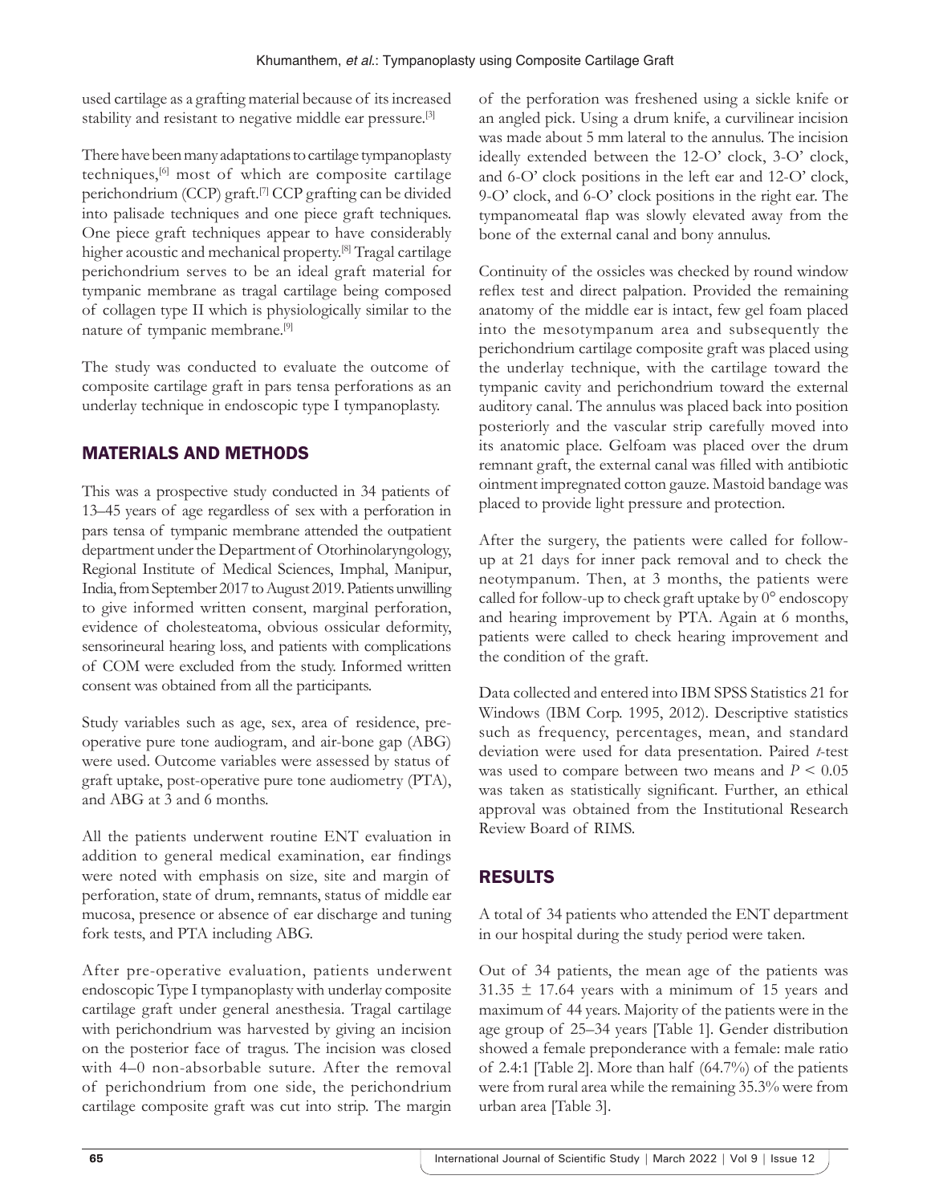used cartilage as a grafting material because of its increased stability and resistant to negative middle ear pressure.[3]

There have been many adaptations to cartilage tympanoplasty techniques,[6] most of which are composite cartilage perichondrium (CCP) graft.[7] CCP grafting can be divided into palisade techniques and one piece graft techniques. One piece graft techniques appear to have considerably higher acoustic and mechanical property.[8] Tragal cartilage perichondrium serves to be an ideal graft material for tympanic membrane as tragal cartilage being composed of collagen type II which is physiologically similar to the nature of tympanic membrane.[9]

The study was conducted to evaluate the outcome of composite cartilage graft in pars tensa perforations as an underlay technique in endoscopic type I tympanoplasty.

## MATERIALS AND METHODS

This was a prospective study conducted in 34 patients of 13–45 years of age regardless of sex with a perforation in pars tensa of tympanic membrane attended the outpatient department under the Department of Otorhinolaryngology, Regional Institute of Medical Sciences, Imphal, Manipur, India, from September 2017 to August 2019. Patients unwilling to give informed written consent, marginal perforation, evidence of cholesteatoma, obvious ossicular deformity, sensorineural hearing loss, and patients with complications of COM were excluded from the study. Informed written consent was obtained from all the participants.

Study variables such as age, sex, area of residence, pre-operative pure tone audiogram, and air-bone gap (ABG) were used. Outcome variables were assessed by status of graft uptake, post-operative pure tone audiometry (PTA), and ABG at 3 and 6 months.

All the patients underwent routine ENT evaluation in addition to general medical examination, ear findings were noted with emphasis on size, site and margin of perforation, state of drum, remnants, status of middle ear mucosa, presence or absence of ear discharge and tuning fork tests, and PTA including ABG.

After pre-operative evaluation, patients underwent endoscopic Type I tympanoplasty with underlay composite cartilage graft under general anesthesia. Tragal cartilage with perichondrium was harvested by giving an incision on the posterior face of tragus. The incision was closed with 4–0 non-absorbable suture. After the removal of perichondrium from one side, the perichondrium cartilage composite graft was cut into strip. The margin of the perforation was freshened using a sickle knife or an angled pick. Using a drum knife, a curvilinear incision was made about 5 mm lateral to the annulus. The incision ideally extended between the 12-O' clock, 3-O' clock, and 6-O' clock positions in the left ear and 12-O' clock, 9-O' clock, and 6-O' clock positions in the right ear. The tympanomeatal flap was slowly elevated away from the bone of the external canal and bony annulus.

Continuity of the ossicles was checked by round window reflex test and direct palpation. Provided the remaining anatomy of the middle ear is intact, few gel foam placed into the mesotympanum area and subsequently the perichondrium cartilage composite graft was placed using the underlay technique, with the cartilage toward the tympanic cavity and perichondrium toward the external auditory canal. The annulus was placed back into position posteriorly and the vascular strip carefully moved into its anatomic place. Gelfoam was placed over the drum remnant graft, the external canal was filled with antibiotic ointment impregnated cotton gauze. Mastoid bandage was placed to provide light pressure and protection.

After the surgery, the patients were called for follow-up at 21 days for inner pack removal and to check the neotympanum. Then, at 3 months, the patients were called for follow-up to check graft uptake by 0° endoscopy and hearing improvement by PTA. Again at 6 months, patients were called to check hearing improvement and the condition of the graft.

Data collected and entered into IBM SPSS Statistics 21 for Windows (IBM Corp. 1995, 2012). Descriptive statistics such as frequency, percentages, mean, and standard deviation were used for data presentation. Paired *t*-test was used to compare between two means and $P < 0.05$ was taken as statistically significant. Further, an ethical approval was obtained from the Institutional Research Review Board of RIMS.

## RESULTS

A total of 34 patients who attended the ENT department in our hospital during the study period were taken.

Out of 34 patients, the mean age of the patients was $31.35 \pm 17.64$ years with a minimum of 15 years and maximum of 44 years. Majority of the patients were in the age group of 25–34 years [Table 1]. Gender distribution showed a female preponderance with a female: male ratio of 2.4:1 [Table 2]. More than half (64.7%) of the patients were from rural area while the remaining 35.3% were from urban area [Table 3].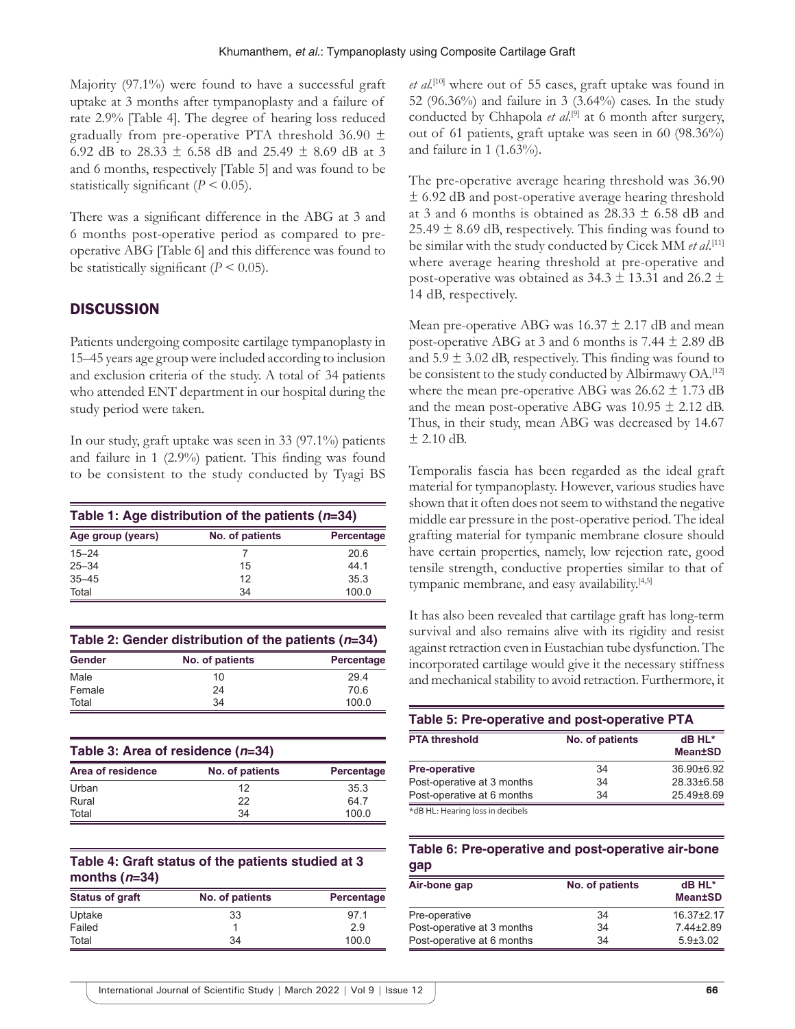Majority (97.1%) were found to have a successful graft uptake at 3 months after tympanoplasty and a failure of rate 2.9% [Table 4]. The degree of hearing loss reduced gradually from pre-operative PTA threshold 36.90 ± 6.92 dB to 28.33 ± 6.58 dB and 25.49 ± 8.69 dB at 3 and 6 months, respectively [Table 5] and was found to be statistically significant ($P < 0.05$).

There was a significant difference in the ABG at 3 and 6 months post-operative period as compared to pre-operative ABG [Table 6] and this difference was found to be statistically significant ($P < 0.05$).

## DISCUSSION

Patients undergoing composite cartilage tympanoplasty in 15–45 years age group were included according to inclusion and exclusion criteria of the study. A total of 34 patients who attended ENT department in our hospital during the study period were taken.

In our study, graft uptake was seen in 33 (97.1%) patients and failure in 1 (2.9%) patient. This finding was found to be consistent to the study conducted by Tyagi BS *et al*.[10] where out of 55 cases, graft uptake was found in 52 (96.36%) and failure in 3 (3.64%) cases. In the study conducted by Chhapola *et al*.[9] at 6 month after surgery, out of 61 patients, graft uptake was seen in 60 (98.36%) and failure in 1 (1.63%).

The pre-operative average hearing threshold was 36.90 ± 6.92 dB and post-operative average hearing threshold at 3 and 6 months is obtained as 28.33 ± 6.58 dB and 25.49 ± 8.69 dB, respectively. This finding was found to be similar with the study conducted by Cicek MM *et al*.[11] where average hearing threshold at pre-operative and post-operative was obtained as 34.3 ± 13.31 and 26.2 ± 14 dB, respectively.

Mean pre-operative ABG was 16.37 ± 2.17 dB and mean post-operative ABG at 3 and 6 months is 7.44 ± 2.89 dB and 5.9 ± 3.02 dB, respectively. This finding was found to be consistent to the study conducted by Albirmawy OA.[12] where the mean pre-operative ABG was 26.62 ± 1.73 dB and the mean post-operative ABG was 10.95 ± 2.12 dB. Thus, in their study, mean ABG was decreased by 14.67 ± 2.10 dB.

Temporalis fascia has been regarded as the ideal graft material for tympanoplasty. However, various studies have shown that it often does not seem to withstand the negative middle ear pressure in the post-operative period. The ideal grafting material for tympanic membrane closure should have certain properties, namely, low rejection rate, good tensile strength, conductive properties similar to that of tympanic membrane, and easy availability.[4,5]

It has also been revealed that cartilage graft has long-term survival and also remains alive with its rigidity and resist against retraction even in Eustachian tube dysfunction. The incorporated cartilage would give it the necessary stiffness and mechanical stability to avoid retraction. Furthermore, it

**Table 1: Age distribution of the patients ($n$=34)**

| Age group (years) | No. of patients | Percentage |
|---|---|---|
| 15–24 | 7 | 20.6 |
| 25–34 | 15 | 44.1 |
| 35–45 | 12 | 35.3 |
| Total | 34 | 100.0 |

**Table 2: Gender distribution of the patients ($n$=34)**

| Gender | No. of patients | Percentage |
|---|---|---|
| Male | 10 | 29.4 |
| Female | 24 | 70.6 |
| Total | 34 | 100.0 |

**Table 3: Area of residence ($n$=34)**

| Area of residence | No. of patients | Percentage |
|---|---|---|
| Urban | 12 | 35.3 |
| Rural | 22 | 64.7 |
| Total | 34 | 100.0 |

**Table 4: Graft status of the patients studied at 3 months ($n$=34)**

| Status of graft | No. of patients | Percentage |
|---|---|---|
| Uptake | 33 | 97.1 |
| Failed | 1 | 2.9 |
| Total | 34 | 100.0 |

**Table 5: Pre-operative and post-operative PTA**

| PTA threshold | No. of patients | dB HL* Mean±SD |
|---|---|---|
| **Pre-operative** | 34 | 36.90±6.92 |
| Post-operative at 3 months | 34 | 28.33±6.58 |
| Post-operative at 6 months | 34 | 25.49±8.69 |

*dB HL: Hearing loss in decibels

**Table 6: Pre-operative and post-operative air-bone gap**

| Air-bone gap | No. of patients | dB HL* Mean±SD |
|---|---|---|
| Pre-operative | 34 | 16.37±2.17 |
| Post-operative at 3 months | 34 | 7.44±2.89 |
| Post-operative at 6 months | 34 | 5.9±3.02 |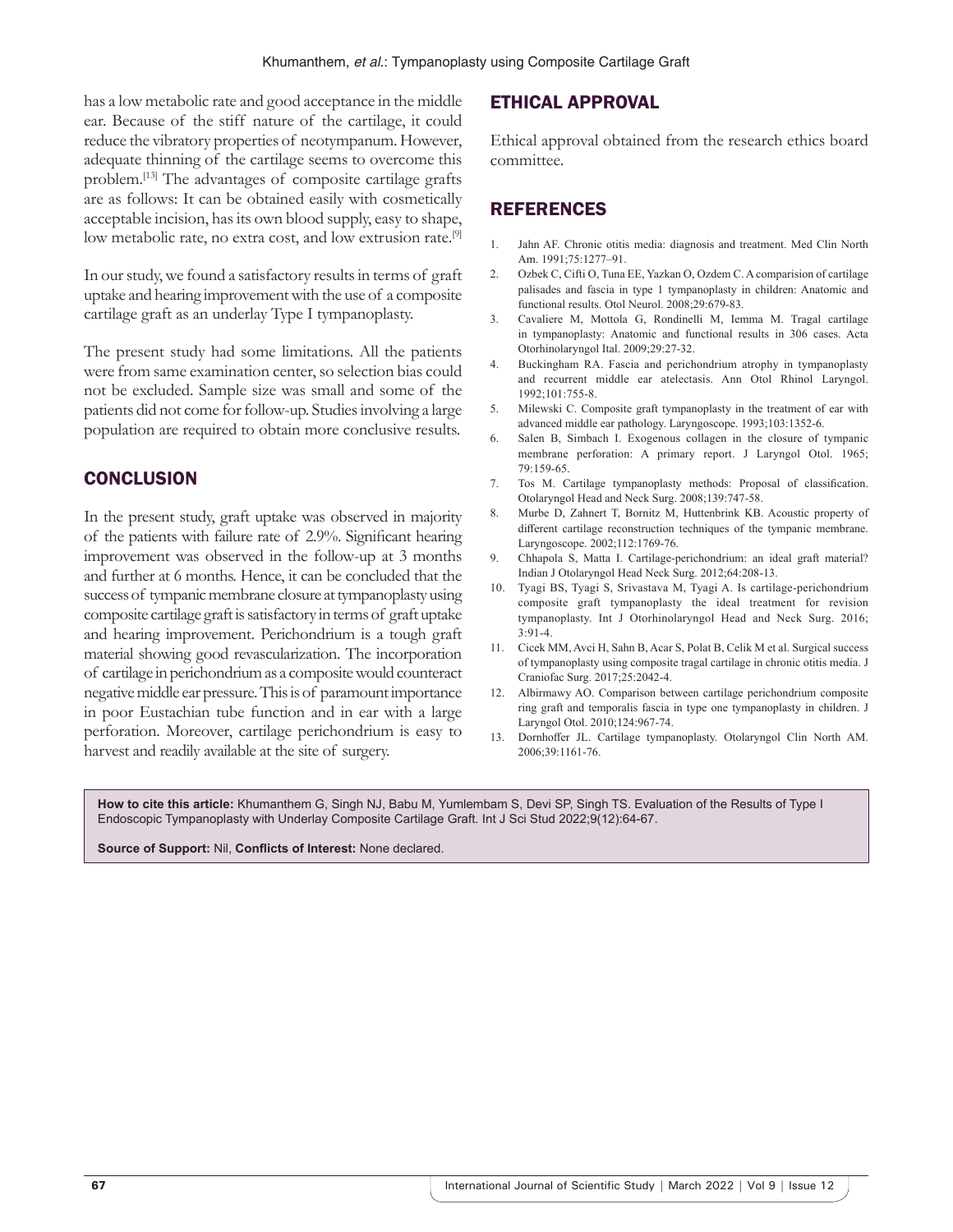has a low metabolic rate and good acceptance in the middle ear. Because of the stiff nature of the cartilage, it could reduce the vibratory properties of neotympanum. However, adequate thinning of the cartilage seems to overcome this problem.[13] The advantages of composite cartilage grafts are as follows: It can be obtained easily with cosmetically acceptable incision, has its own blood supply, easy to shape, low metabolic rate, no extra cost, and low extrusion rate.[9]

In our study, we found a satisfactory results in terms of graft uptake and hearing improvement with the use of a composite cartilage graft as an underlay Type I tympanoplasty.

The present study had some limitations. All the patients were from same examination center, so selection bias could not be excluded. Sample size was small and some of the patients did not come for follow-up. Studies involving a large population are required to obtain more conclusive results.

## CONCLUSION

In the present study, graft uptake was observed in majority of the patients with failure rate of 2.9%. Significant hearing improvement was observed in the follow-up at 3 months and further at 6 months. Hence, it can be concluded that the success of tympanic membrane closure at tympanoplasty using composite cartilage graft is satisfactory in terms of graft uptake and hearing improvement. Perichondrium is a tough graft material showing good revascularization. The incorporation of cartilage in perichondrium as a composite would counteract negative middle ear pressure. This is of paramount importance in poor Eustachian tube function and in ear with a large perforation. Moreover, cartilage perichondrium is easy to harvest and readily available at the site of surgery.

## ETHICAL APPROVAL

Ethical approval obtained from the research ethics board committee.

## REFERENCES

1. Jahn AF. Chronic otitis media: diagnosis and treatment. Med Clin North Am. 1991;75:1277–91.
2. Ozbek C, Cifti O, Tuna EE, Yazkan O, Ozdem C. A comparision of cartilage palisades and fascia in type 1 tympanoplasty in children: Anatomic and functional results. Otol Neurol. 2008;29:679-83.
3. Cavaliere M, Mottola G, Rondinelli M, Iemma M. Tragal cartilage in tympanoplasty: Anatomic and functional results in 306 cases. Acta Otorhinolaryngol Ital. 2009;29:27-32.
4. Buckingham RA. Fascia and perichondrium atrophy in tympanoplasty and recurrent middle ear atelectasis. Ann Otol Rhinol Laryngol. 1992;101:755-8.
5. Milewski C. Composite graft tympanoplasty in the treatment of ear with advanced middle ear pathology. Laryngoscope. 1993;103:1352-6.
6. Salen B, Simbach I. Exogenous collagen in the closure of tympanic membrane perforation: A primary report. J Laryngol Otol. 1965; 79:159-65.
7. Tos M. Cartilage tympanoplasty methods: Proposal of classification. Otolaryngol Head and Neck Surg. 2008;139:747-58.
8. Murbe D, Zahnert T, Bornitz M, Huttenbrink KB. Acoustic property of different cartilage reconstruction techniques of the tympanic membrane. Laryngoscope. 2002;112:1769-76.
9. Chhapola S, Matta I. Cartilage-perichondrium: an ideal graft material? Indian J Otolaryngol Head Neck Surg. 2012;64:208-13.
10. Tyagi BS, Tyagi S, Srivastava M, Tyagi A. Is cartilage-perichondrium composite graft tympanoplasty the ideal treatment for revision tympanoplasty. Int J Otorhinolaryngol Head and Neck Surg. 2016; 3:91-4.
11. Cicek MM, Avci H, Sahn B, Acar S, Polat B, Celik M et al. Surgical success of tympanoplasty using composite tragal cartilage in chronic otitis media. J Craniofac Surg. 2017;25:2042-4.
12. Albirmawy AO. Comparison between cartilage perichondrium composite ring graft and temporalis fascia in type one tympanoplasty in children. J Laryngol Otol. 2010;124:967-74.
13. Dornhoffer JL. Cartilage tympanoplasty. Otolaryngol Clin North AM. 2006;39:1161-76.

**How to cite this article:** Khumanthem G, Singh NJ, Babu M, Yumlembam S, Devi SP, Singh TS. Evaluation of the Results of Type I Endoscopic Tympanoplasty with Underlay Composite Cartilage Graft. Int J Sci Stud 2022;9(12):64-67.

**Source of Support:** Nil, **Conflicts of Interest:** None declared.